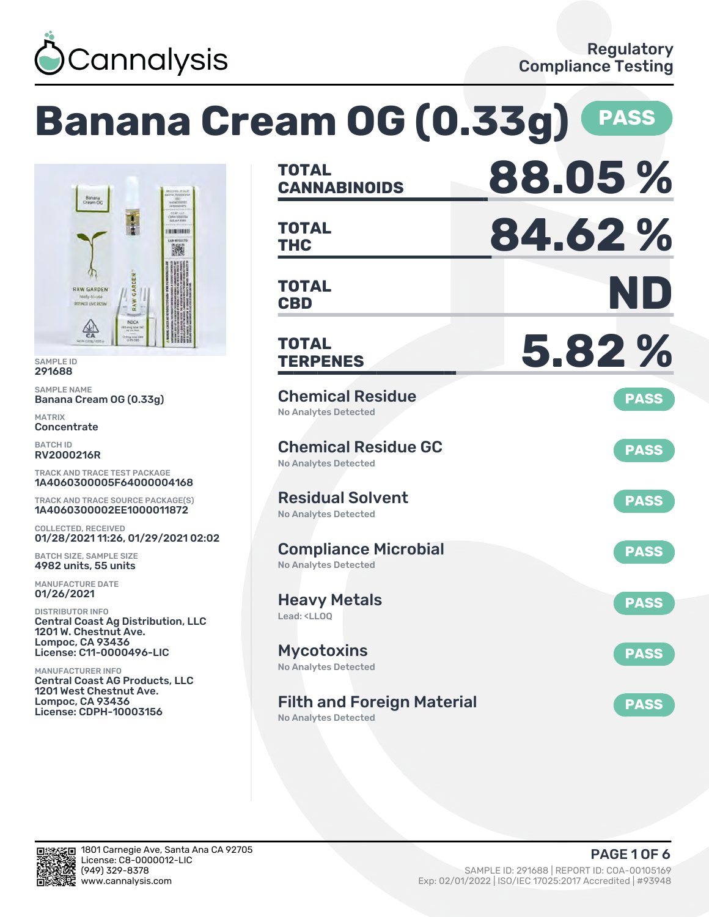# Cannalysis

Regulatory Compliance Testing

# Banana Cream OG (0.33g) PASS

SAMPLE ID
291688

SAMPLE NAME
Banana Cream OG (0.33g)

MATRIX
Concentrate

BATCH ID
RV2000216R

TRACK AND TRACE TEST PACKAGE
1A4060300005F64000004168

TRACK AND TRACE SOURCE PACKAGE(S)
1A4060300002EE1000011872

COLLECTED, RECEIVED
01/28/2021 11:26, 01/29/2021 02:02

BATCH SIZE, SAMPLE SIZE
4982 units, 55 units

MANUFACTURE DATE
01/26/2021

DISTRIBUTOR INFO
Central Coast Ag Distribution, LLC
1201 W. Chestnut Ave.
Lompoc, CA 93436
License: C11-0000496-LIC

MANUFACTURER INFO
Central Coast AG Products, LLC
1201 West Chestnut Ave.
Lompoc, CA 93436
License: CDPH-10003156

| | |
|---|---|
| **TOTAL CANNABINOIDS** | **88.05 %** |
| **TOTAL THC** | **84.62 %** |
| **TOTAL CBD** | **ND** |
| **TOTAL TERPENES** | **5.82 %** |

| Test | Result | Status |
|---|---|---|
| Chemical Residue | No Analytes Detected | PASS |
| Chemical Residue GC | No Analytes Detected | PASS |
| Residual Solvent | No Analytes Detected | PASS |
| Compliance Microbial | No Analytes Detected | PASS |
| Heavy Metals | Lead: <LLOQ | PASS |
| Mycotoxins | No Analytes Detected | PASS |
| Filth and Foreign Material | No Analytes Detected | PASS |

1801 Carnegie Ave, Santa Ana CA 92705
License: C8-0000012-LIC
(949) 329-8378
www.cannalysis.com

SAMPLE ID: 291688 | REPORT ID: COA-00105169
Exp: 02/01/2022 | ISO/IEC 17025:2017 Accredited | #93948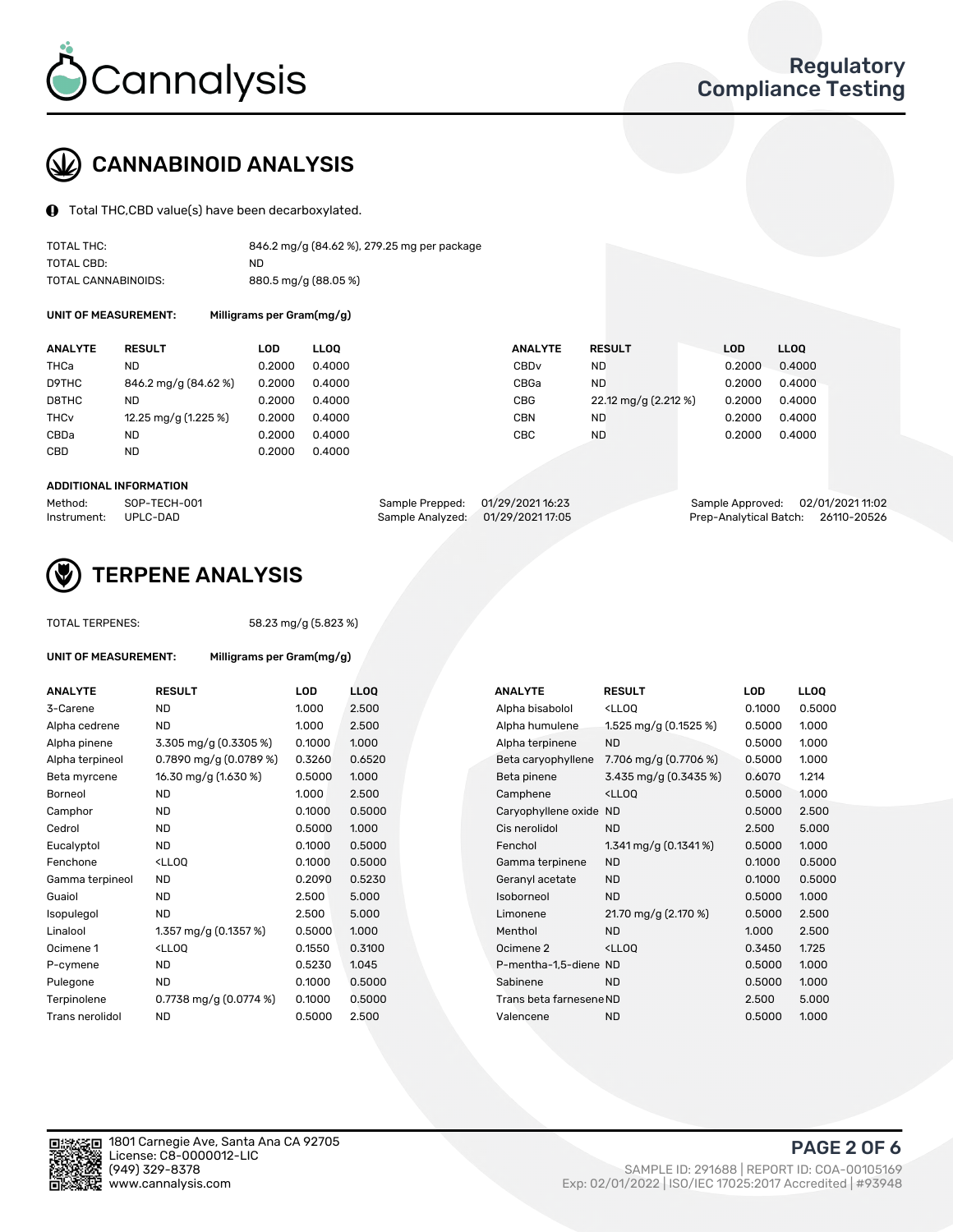## CANNABINOID ANALYSIS

Total THC,CBD value(s) have been decarboxylated.

| | |
|---|---|
| TOTAL THC: | 846.2 mg/g (84.62 %), 279.25 mg per package |
| TOTAL CBD: | ND |
| TOTAL CANNABINOIDS: | 880.5 mg/g (88.05 %) |

**UNIT OF MEASUREMENT:** Milligrams per Gram(mg/g)

| ANALYTE | RESULT | LOD | LLOQ | ANALYTE | RESULT | LOD | LLOQ |
|---|---|---|---|---|---|---|---|
| THCa | ND | 0.2000 | 0.4000 | CBDv | ND | 0.2000 | 0.4000 |
| D9THC | 846.2 mg/g (84.62 %) | 0.2000 | 0.4000 | CBGa | ND | 0.2000 | 0.4000 |
| D8THC | ND | 0.2000 | 0.4000 | CBG | 22.12 mg/g (2.212 %) | 0.2000 | 0.4000 |
| THCv | 12.25 mg/g (1.225 %) | 0.2000 | 0.4000 | CBN | ND | 0.2000 | 0.4000 |
| CBDa | ND | 0.2000 | 0.4000 | CBC | ND | 0.2000 | 0.4000 |
| CBD | ND | 0.2000 | 0.4000 | | | | |

**ADDITIONAL INFORMATION**

| | | | | | |
|---|---|---|---|---|---|
| Method: | SOP-TECH-001 | Sample Prepped: | 01/29/2021 16:23 | Sample Approved: | 02/01/2021 11:02 |
| Instrument: | UPLC-DAD | Sample Analyzed: | 01/29/2021 17:05 | Prep-Analytical Batch: | 26110-20526 |

## TERPENE ANALYSIS

TOTAL TERPENES: 58.23 mg/g (5.823 %)

**UNIT OF MEASUREMENT:** Milligrams per Gram(mg/g)

| ANALYTE | RESULT | LOD | LLOQ | ANALYTE | RESULT | LOD | LLOQ |
|---|---|---|---|---|---|---|---|
| 3-Carene | ND | 1.000 | 2.500 | Alpha bisabolol | <LLOQ | 0.1000 | 0.5000 |
| Alpha cedrene | ND | 1.000 | 2.500 | Alpha humulene | 1.525 mg/g (0.1525 %) | 0.5000 | 1.000 |
| Alpha pinene | 3.305 mg/g (0.3305 %) | 0.1000 | 1.000 | Alpha terpinene | ND | 0.5000 | 1.000 |
| Alpha terpineol | 0.7890 mg/g (0.0789 %) | 0.3260 | 0.6520 | Beta caryophyllene | 7.706 mg/g (0.7706 %) | 0.5000 | 1.000 |
| Beta myrcene | 16.30 mg/g (1.630 %) | 0.5000 | 1.000 | Beta pinene | 3.435 mg/g (0.3435 %) | 0.6070 | 1.214 |
| Borneol | ND | 1.000 | 2.500 | Camphene | <LLOQ | 0.5000 | 1.000 |
| Camphor | ND | 0.1000 | 0.5000 | Caryophyllene oxide | ND | 0.5000 | 2.500 |
| Cedrol | ND | 0.5000 | 1.000 | Cis nerolidol | ND | 2.500 | 5.000 |
| Eucalyptol | ND | 0.1000 | 0.5000 | Fenchol | 1.341 mg/g (0.1341 %) | 0.5000 | 1.000 |
| Fenchone | <LLOQ | 0.1000 | 0.5000 | Gamma terpinene | ND | 0.1000 | 0.5000 |
| Gamma terpineol | ND | 0.2090 | 0.5230 | Geranyl acetate | ND | 0.1000 | 0.5000 |
| Guaiol | ND | 2.500 | 5.000 | Isoborneol | ND | 0.5000 | 1.000 |
| Isopulegol | ND | 2.500 | 5.000 | Limonene | 21.70 mg/g (2.170 %) | 0.5000 | 2.500 |
| Linalool | 1.357 mg/g (0.1357 %) | 0.5000 | 1.000 | Menthol | ND | 1.000 | 2.500 |
| Ocimene 1 | <LLOQ | 0.1550 | 0.3100 | Ocimene 2 | <LLOQ | 0.3450 | 1.725 |
| P-cymene | ND | 0.5230 | 1.045 | P-mentha-1,5-diene | ND | 0.5000 | 1.000 |
| Pulegone | ND | 0.1000 | 0.5000 | Sabinene | ND | 0.5000 | 1.000 |
| Terpinolene | 0.7738 mg/g (0.0774 %) | 0.1000 | 0.5000 | Trans beta farnesene | ND | 2.500 | 5.000 |
| Trans nerolidol | ND | 0.5000 | 2.500 | Valencene | ND | 0.5000 | 1.000 |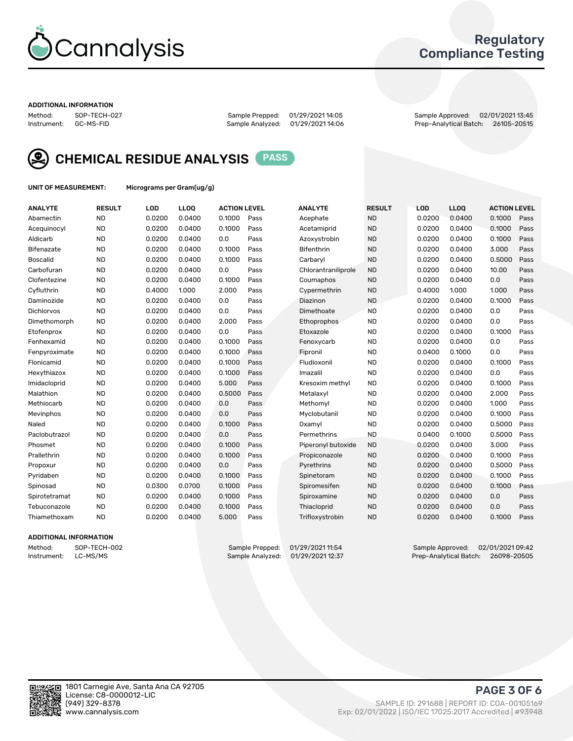# Regulatory Compliance Testing

### ADDITIONAL INFORMATION

Method: SOP-TECH-027
Instrument: GC-MS-FID

Sample Prepped: 01/29/2021 14:05
Sample Analyzed: 01/29/2021 14:06

Sample Approved: 02/01/2021 13:45
Prep-Analytical Batch: 26105-20515

## CHEMICAL RESIDUE ANALYSIS PASS

**UNIT OF MEASUREMENT:** Micrograms per Gram(ug/g)

| ANALYTE | RESULT | LOD | LLOQ | ACTION LEVEL | | ANALYTE | RESULT | LOD | LLOQ | ACTION LEVEL | |
|---|---|---|---|---|---|---|---|---|---|---|---|
| Abamectin | ND | 0.0200 | 0.0400 | 0.1000 | Pass | Acephate | ND | 0.0200 | 0.0400 | 0.1000 | Pass |
| Acequinocyl | ND | 0.0200 | 0.0400 | 0.1000 | Pass | Acetamiprid | ND | 0.0200 | 0.0400 | 0.1000 | Pass |
| Aldicarb | ND | 0.0200 | 0.0400 | 0.0 | Pass | Azoxystrobin | ND | 0.0200 | 0.0400 | 0.1000 | Pass |
| Bifenazate | ND | 0.0200 | 0.0400 | 0.1000 | Pass | Bifenthrin | ND | 0.0200 | 0.0400 | 3.000 | Pass |
| Boscalid | ND | 0.0200 | 0.0400 | 0.1000 | Pass | Carbaryl | ND | 0.0200 | 0.0400 | 0.5000 | Pass |
| Carbofuran | ND | 0.0200 | 0.0400 | 0.0 | Pass | Chlorantraniliprole | ND | 0.0200 | 0.0400 | 10.00 | Pass |
| Clofentezine | ND | 0.0200 | 0.0400 | 0.1000 | Pass | Coumaphos | ND | 0.0200 | 0.0400 | 0.0 | Pass |
| Cyfluthrin | ND | 0.4000 | 1.000 | 2.000 | Pass | Cypermethrin | ND | 0.4000 | 1.000 | 1.000 | Pass |
| Daminozide | ND | 0.0200 | 0.0400 | 0.0 | Pass | Diazinon | ND | 0.0200 | 0.0400 | 0.1000 | Pass |
| Dichlorvos | ND | 0.0200 | 0.0400 | 0.0 | Pass | Dimethoate | ND | 0.0200 | 0.0400 | 0.0 | Pass |
| Dimethomorph | ND | 0.0200 | 0.0400 | 2.000 | Pass | Ethoprophos | ND | 0.0200 | 0.0400 | 0.0 | Pass |
| Etofenprox | ND | 0.0200 | 0.0400 | 0.0 | Pass | Etoxazole | ND | 0.0200 | 0.0400 | 0.1000 | Pass |
| Fenhexamid | ND | 0.0200 | 0.0400 | 0.1000 | Pass | Fenoxycarb | ND | 0.0200 | 0.0400 | 0.0 | Pass |
| Fenpyroximate | ND | 0.0200 | 0.0400 | 0.1000 | Pass | Fipronil | ND | 0.0400 | 0.1000 | 0.0 | Pass |
| Flonicamid | ND | 0.0200 | 0.0400 | 0.1000 | Pass | Fludioxonil | ND | 0.0200 | 0.0400 | 0.1000 | Pass |
| Hexythiazox | ND | 0.0200 | 0.0400 | 0.1000 | Pass | Imazalil | ND | 0.0200 | 0.0400 | 0.0 | Pass |
| Imidacloprid | ND | 0.0200 | 0.0400 | 5.000 | Pass | Kresoxim methyl | ND | 0.0200 | 0.0400 | 0.1000 | Pass |
| Malathion | ND | 0.0200 | 0.0400 | 0.5000 | Pass | Metalaxyl | ND | 0.0200 | 0.0400 | 2.000 | Pass |
| Methiocarb | ND | 0.0200 | 0.0400 | 0.0 | Pass | Methomyl | ND | 0.0200 | 0.0400 | 1.000 | Pass |
| Mevinphos | ND | 0.0200 | 0.0400 | 0.0 | Pass | Myclobutanil | ND | 0.0200 | 0.0400 | 0.1000 | Pass |
| Naled | ND | 0.0200 | 0.0400 | 0.1000 | Pass | Oxamyl | ND | 0.0200 | 0.0400 | 0.5000 | Pass |
| Paclobutrazol | ND | 0.0200 | 0.0400 | 0.0 | Pass | Permethrins | ND | 0.0400 | 0.1000 | 0.5000 | Pass |
| Phosmet | ND | 0.0200 | 0.0400 | 0.1000 | Pass | Piperonyl butoxide | ND | 0.0200 | 0.0400 | 3.000 | Pass |
| Prallethrin | ND | 0.0200 | 0.0400 | 0.1000 | Pass | Propiconazole | ND | 0.0200 | 0.0400 | 0.1000 | Pass |
| Propoxur | ND | 0.0200 | 0.0400 | 0.0 | Pass | Pyrethrins | ND | 0.0200 | 0.0400 | 0.5000 | Pass |
| Pyridaben | ND | 0.0200 | 0.0400 | 0.1000 | Pass | Spinetoram | ND | 0.0200 | 0.0400 | 0.1000 | Pass |
| Spinosad | ND | 0.0300 | 0.0700 | 0.1000 | Pass | Spiromesifen | ND | 0.0200 | 0.0400 | 0.1000 | Pass |
| Spirotetramat | ND | 0.0200 | 0.0400 | 0.1000 | Pass | Spiroxamine | ND | 0.0200 | 0.0400 | 0.0 | Pass |
| Tebuconazole | ND | 0.0200 | 0.0400 | 0.1000 | Pass | Thiacloprid | ND | 0.0200 | 0.0400 | 0.0 | Pass |
| Thiamethoxam | ND | 0.0200 | 0.0400 | 5.000 | Pass | Trifloxystrobin | ND | 0.0200 | 0.0400 | 0.1000 | Pass |

### ADDITIONAL INFORMATION

Method: SOP-TECH-002
Instrument: LC-MS/MS

Sample Prepped: 01/29/2021 11:54
Sample Analyzed: 01/29/2021 12:37

Sample Approved: 02/01/2021 09:42
Prep-Analytical Batch: 26098-20505

1801 Carnegie Ave, Santa Ana CA 92705
License: C8-0000012-LIC
(949) 329-8378
www.cannalysis.com

SAMPLE ID: 291688 | REPORT ID: COA-00105169
Exp: 02/01/2022 | ISO/IEC 17025:2017 Accredited | #93948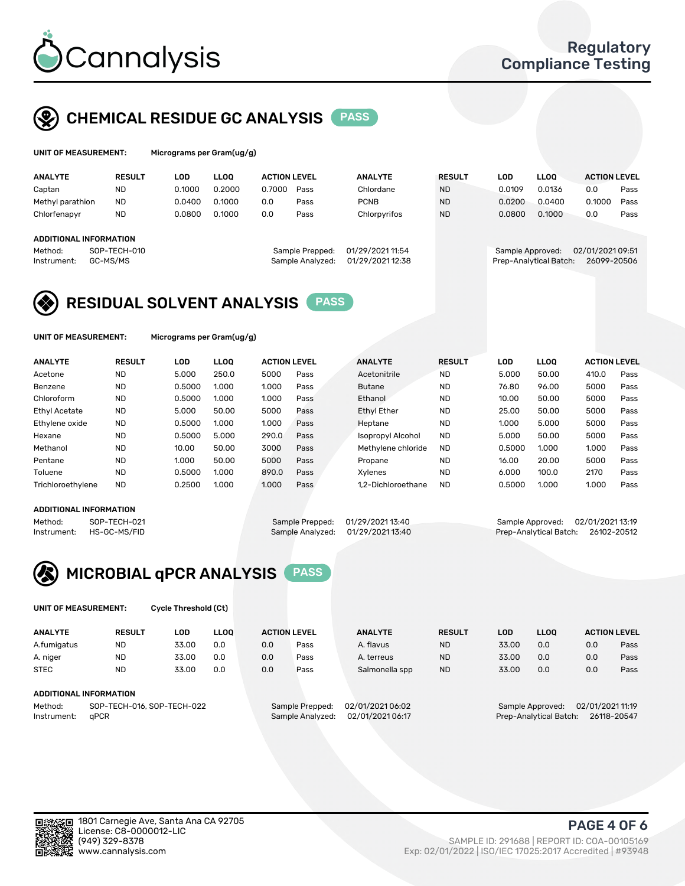# Cannalysis

Regulatory Compliance Testing

## CHEMICAL RESIDUE GC ANALYSIS PASS

**UNIT OF MEASUREMENT:** Micrograms per Gram(ug/g)

| ANALYTE | RESULT | LOD | LLOQ | ACTION LEVEL | | ANALYTE | RESULT | LOD | LLOQ | ACTION LEVEL | |
|---|---|---|---|---|---|---|---|---|---|---|---|
| Captan | ND | 0.1000 | 0.2000 | 0.7000 | Pass | Chlordane | ND | 0.0109 | 0.0136 | 0.0 | Pass |
| Methyl parathion | ND | 0.0400 | 0.1000 | 0.0 | Pass | PCNB | ND | 0.0200 | 0.0400 | 0.1000 | Pass |
| Chlorfenapyr | ND | 0.0800 | 0.1000 | 0.0 | Pass | Chlorpyrifos | ND | 0.0800 | 0.1000 | 0.0 | Pass |

**ADDITIONAL INFORMATION**

Method: SOP-TECH-010
Instrument: GC-MS/MS
Sample Prepped: 01/29/2021 11:54
Sample Analyzed: 01/29/2021 12:38
Sample Approved: 02/01/2021 09:51
Prep-Analytical Batch: 26099-20506

## RESIDUAL SOLVENT ANALYSIS PASS

**UNIT OF MEASUREMENT:** Micrograms per Gram(ug/g)

| ANALYTE | RESULT | LOD | LLOQ | ACTION LEVEL | | ANALYTE | RESULT | LOD | LLOQ | ACTION LEVEL | |
|---|---|---|---|---|---|---|---|---|---|---|---|
| Acetone | ND | 5.000 | 250.0 | 5000 | Pass | Acetonitrile | ND | 5.000 | 50.00 | 410.0 | Pass |
| Benzene | ND | 0.5000 | 1.000 | 1.000 | Pass | Butane | ND | 76.80 | 96.00 | 5000 | Pass |
| Chloroform | ND | 0.5000 | 1.000 | 1.000 | Pass | Ethanol | ND | 10.00 | 50.00 | 5000 | Pass |
| Ethyl Acetate | ND | 5.000 | 50.00 | 5000 | Pass | Ethyl Ether | ND | 25.00 | 50.00 | 5000 | Pass |
| Ethylene oxide | ND | 0.5000 | 1.000 | 1.000 | Pass | Heptane | ND | 1.000 | 5.000 | 5000 | Pass |
| Hexane | ND | 0.5000 | 5.000 | 290.0 | Pass | Isopropyl Alcohol | ND | 5.000 | 50.00 | 5000 | Pass |
| Methanol | ND | 10.00 | 50.00 | 3000 | Pass | Methylene chloride | ND | 0.5000 | 1.000 | 1.000 | Pass |
| Pentane | ND | 1.000 | 50.00 | 5000 | Pass | Propane | ND | 16.00 | 20.00 | 5000 | Pass |
| Toluene | ND | 0.5000 | 1.000 | 890.0 | Pass | Xylenes | ND | 6.000 | 100.0 | 2170 | Pass |
| Trichloroethylene | ND | 0.2500 | 1.000 | 1.000 | Pass | 1,2-Dichloroethane | ND | 0.5000 | 1.000 | 1.000 | Pass |

**ADDITIONAL INFORMATION**

Method: SOP-TECH-021
Instrument: HS-GC-MS/FID
Sample Prepped: 01/29/2021 13:40
Sample Analyzed: 01/29/2021 13:40
Sample Approved: 02/01/2021 13:19
Prep-Analytical Batch: 26102-20512

## MICROBIAL qPCR ANALYSIS PASS

**UNIT OF MEASUREMENT:** Cycle Threshold (Ct)

| ANALYTE | RESULT | LOD | LLOQ | ACTION LEVEL | | ANALYTE | RESULT | LOD | LLOQ | ACTION LEVEL | |
|---|---|---|---|---|---|---|---|---|---|---|---|
| A.fumigatus | ND | 33.00 | 0.0 | 0.0 | Pass | A. flavus | ND | 33.00 | 0.0 | 0.0 | Pass |
| A. niger | ND | 33.00 | 0.0 | 0.0 | Pass | A. terreus | ND | 33.00 | 0.0 | 0.0 | Pass |
| STEC | ND | 33.00 | 0.0 | 0.0 | Pass | Salmonella spp | ND | 33.00 | 0.0 | 0.0 | Pass |

**ADDITIONAL INFORMATION**

Method: SOP-TECH-016, SOP-TECH-022
Instrument: qPCR
Sample Prepped: 02/01/2021 06:02
Sample Analyzed: 02/01/2021 06:17
Sample Approved: 02/01/2021 11:19
Prep-Analytical Batch: 26118-20547

1801 Carnegie Ave, Santa Ana CA 92705
License: C8-0000012-LIC
(949) 329-8378
www.cannalysis.com

SAMPLE ID: 291688 | REPORT ID: COA-00105169
Exp: 02/01/2022 | ISO/IEC 17025:2017 Accredited | #93948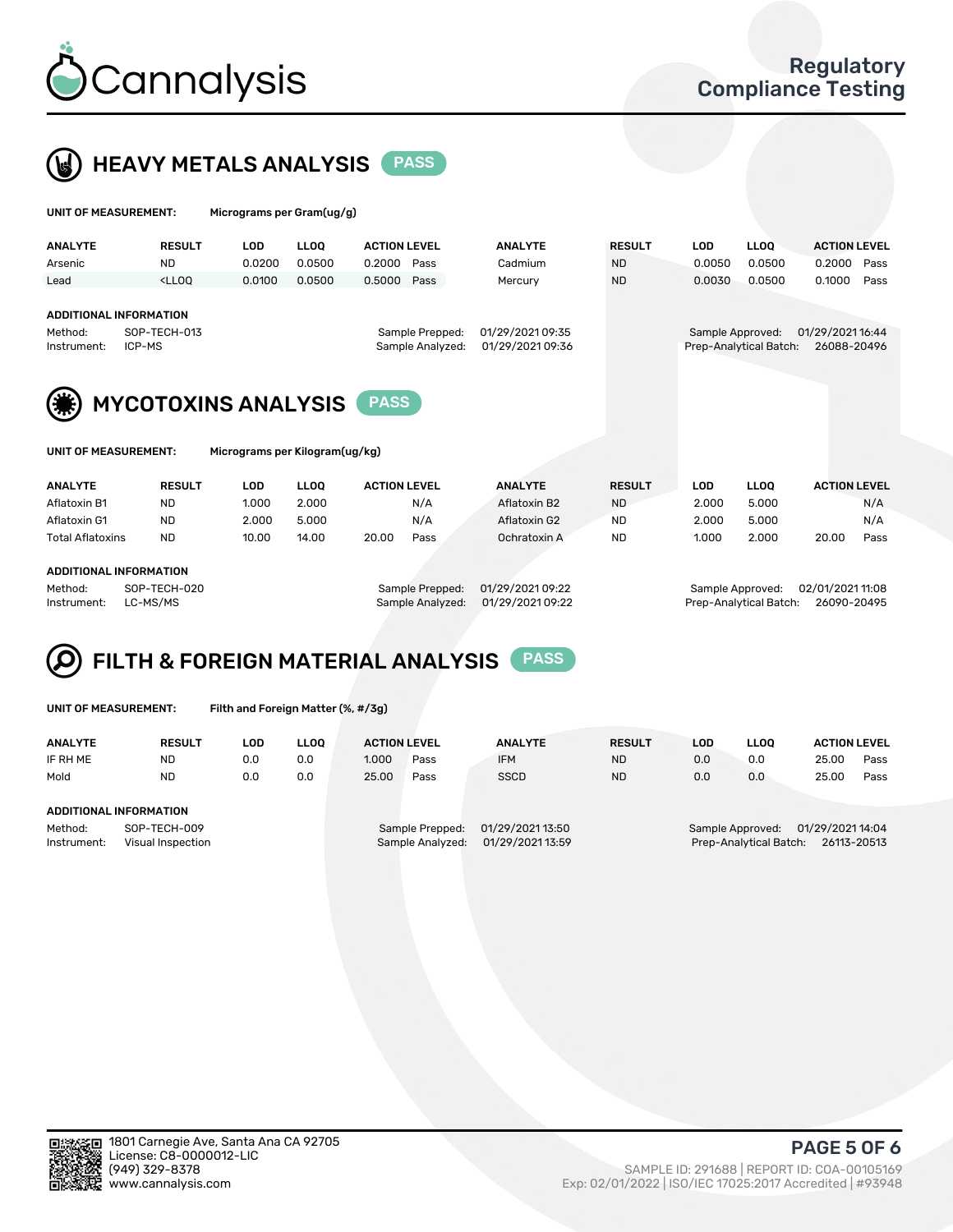Cannalysis

Regulatory Compliance Testing

## HEAVY METALS ANALYSIS PASS

**UNIT OF MEASUREMENT:** Micrograms per Gram(ug/g)

| ANALYTE | RESULT | LOD | LLOQ | ACTION LEVEL | | ANALYTE | RESULT | LOD | LLOQ | ACTION LEVEL | |
|---|---|---|---|---|---|---|---|---|---|---|---|
| Arsenic | ND | 0.0200 | 0.0500 | 0.2000 | Pass | Cadmium | ND | 0.0050 | 0.0500 | 0.2000 | Pass |
| Lead | <LLOQ | 0.0100 | 0.0500 | 0.5000 | Pass | Mercury | ND | 0.0030 | 0.0500 | 0.1000 | Pass |

**ADDITIONAL INFORMATION**

Method: SOP-TECH-013
Instrument: ICP-MS
Sample Prepped: 01/29/2021 09:35
Sample Analyzed: 01/29/2021 09:36
Sample Approved: 01/29/2021 16:44
Prep-Analytical Batch: 26088-20496

## MYCOTOXINS ANALYSIS PASS

**UNIT OF MEASUREMENT:** Micrograms per Kilogram(ug/kg)

| ANALYTE | RESULT | LOD | LLOQ | ACTION LEVEL | | ANALYTE | RESULT | LOD | LLOQ | ACTION LEVEL | |
|---|---|---|---|---|---|---|---|---|---|---|---|
| Aflatoxin B1 | ND | 1.000 | 2.000 | | N/A | Aflatoxin B2 | ND | 2.000 | 5.000 | | N/A |
| Aflatoxin G1 | ND | 2.000 | 5.000 | | N/A | Aflatoxin G2 | ND | 2.000 | 5.000 | | N/A |
| Total Aflatoxins | ND | 10.00 | 14.00 | 20.00 | Pass | Ochratoxin A | ND | 1.000 | 2.000 | 20.00 | Pass |

**ADDITIONAL INFORMATION**

Method: SOP-TECH-020
Instrument: LC-MS/MS
Sample Prepped: 01/29/2021 09:22
Sample Analyzed: 01/29/2021 09:22
Sample Approved: 02/01/2021 11:08
Prep-Analytical Batch: 26090-20495

## FILTH & FOREIGN MATERIAL ANALYSIS PASS

**UNIT OF MEASUREMENT:** Filth and Foreign Matter (%, #/3g)

| ANALYTE | RESULT | LOD | LLOQ | ACTION LEVEL | | ANALYTE | RESULT | LOD | LLOQ | ACTION LEVEL | |
|---|---|---|---|---|---|---|---|---|---|---|---|
| IF RH ME | ND | 0.0 | 0.0 | 1.000 | Pass | IFM | ND | 0.0 | 0.0 | 25.00 | Pass |
| Mold | ND | 0.0 | 0.0 | 25.00 | Pass | SSCD | ND | 0.0 | 0.0 | 25.00 | Pass |

**ADDITIONAL INFORMATION**

Method: SOP-TECH-009
Instrument: Visual Inspection
Sample Prepped: 01/29/2021 13:50
Sample Analyzed: 01/29/2021 13:59
Sample Approved: 01/29/2021 14:04
Prep-Analytical Batch: 26113-20513

1801 Carnegie Ave, Santa Ana CA 92705
License: C8-0000012-LIC
(949) 329-8378
www.cannalysis.com

SAMPLE ID: 291688 | REPORT ID: COA-00105169
Exp: 02/01/2022 | ISO/IEC 17025:2017 Accredited | #93948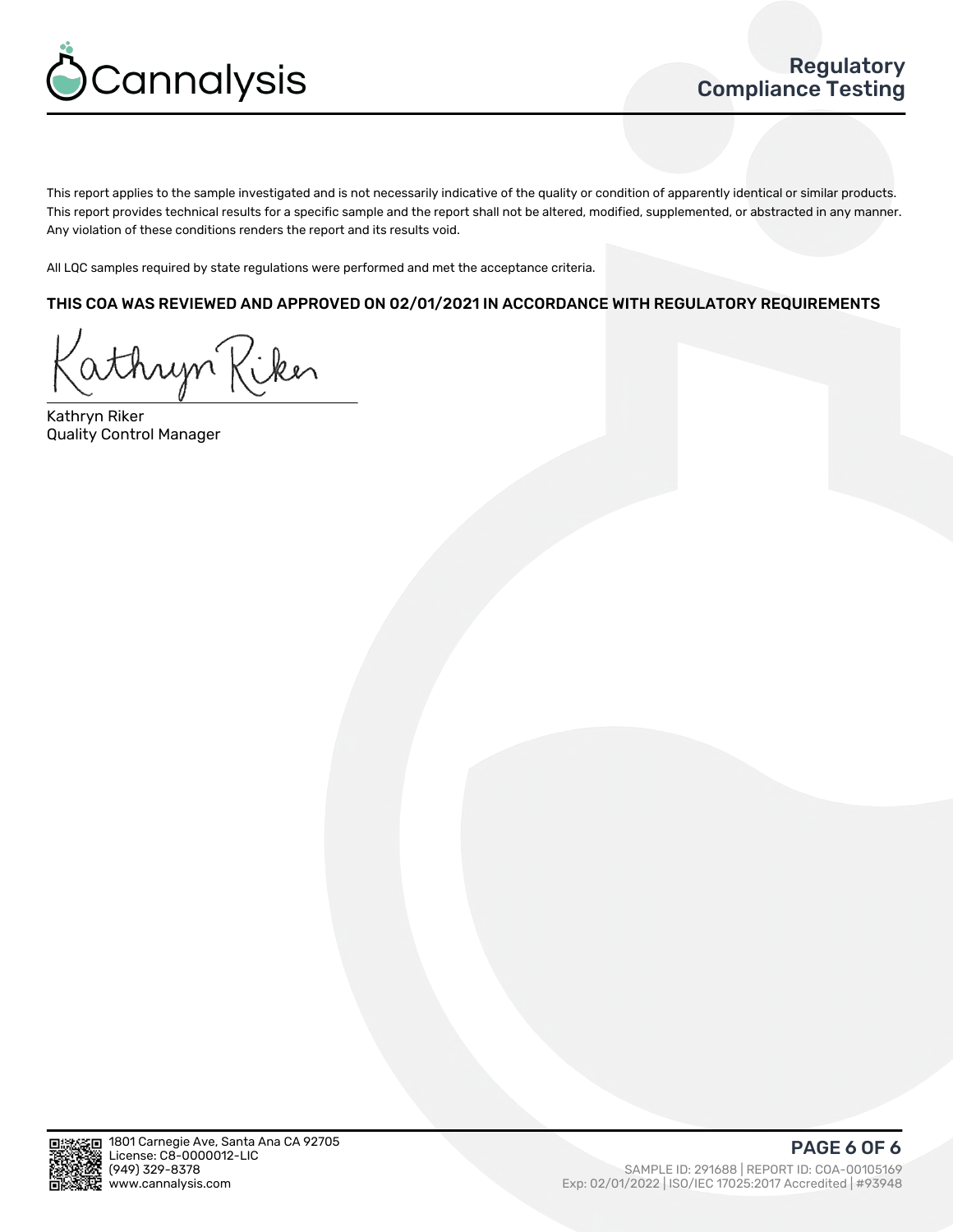This report applies to the sample investigated and is not necessarily indicative of the quality or condition of apparently identical or similar products. This report provides technical results for a specific sample and the report shall not be altered, modified, supplemented, or abstracted in any manner. Any violation of these conditions renders the report and its results void.

All LQC samples required by state regulations were performed and met the acceptance criteria.

**THIS COA WAS REVIEWED AND APPROVED ON 02/01/2021 IN ACCORDANCE WITH REGULATORY REQUIREMENTS**

Kathryn Riker
Quality Control Manager